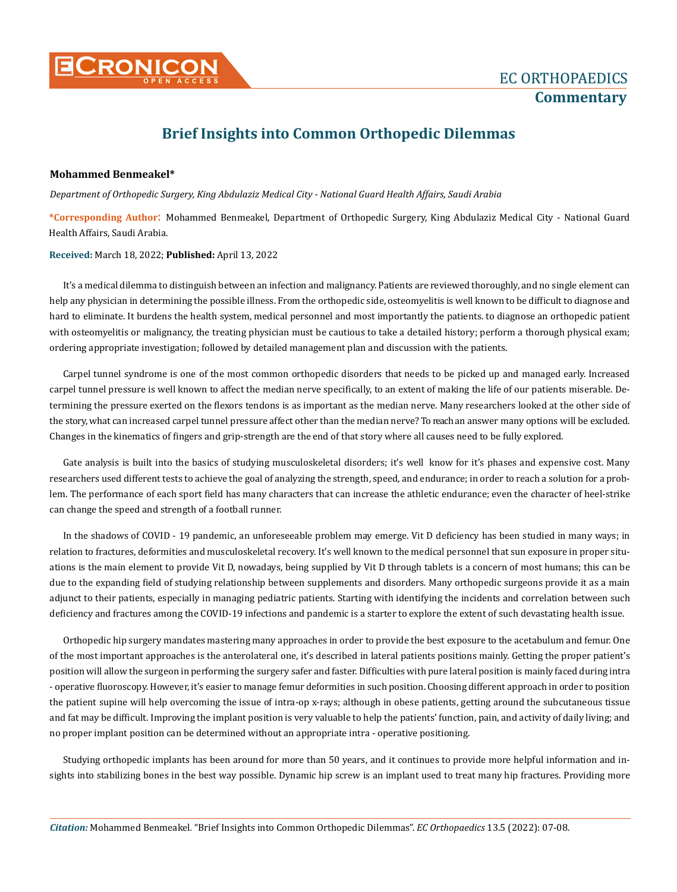# Brief Insights into Common Orthopedic Dilemmas

**Mohammed Benmeakel***

*Department of Orthopedic Surgery, King Abdulaziz Medical City - National Guard Health Affairs, Saudi Arabia*

**\*Corresponding Author:** Mohammed Benmeakel, Department of Orthopedic Surgery, King Abdulaziz Medical City - National Guard Health Affairs, Saudi Arabia.

**Received:** March 18, 2022; **Published:** April 13, 2022

It's a medical dilemma to distinguish between an infection and malignancy. Patients are reviewed thoroughly, and no single element can help any physician in determining the possible illness. From the orthopedic side, osteomyelitis is well known to be difficult to diagnose and hard to eliminate. It burdens the health system, medical personnel and most importantly the patients. to diagnose an orthopedic patient with osteomyelitis or malignancy, the treating physician must be cautious to take a detailed history; perform a thorough physical exam; ordering appropriate investigation; followed by detailed management plan and discussion with the patients.

Carpel tunnel syndrome is one of the most common orthopedic disorders that needs to be picked up and managed early. Increased carpel tunnel pressure is well known to affect the median nerve specifically, to an extent of making the life of our patients miserable. Determining the pressure exerted on the flexors tendons is as important as the median nerve. Many researchers looked at the other side of the story, what can increased carpel tunnel pressure affect other than the median nerve? To reach an answer many options will be excluded. Changes in the kinematics of fingers and grip-strength are the end of that story where all causes need to be fully explored.

Gate analysis is built into the basics of studying musculoskeletal disorders; it's well know for it's phases and expensive cost. Many researchers used different tests to achieve the goal of analyzing the strength, speed, and endurance; in order to reach a solution for a problem. The performance of each sport field has many characters that can increase the athletic endurance; even the character of heel-strike can change the speed and strength of a football runner.

In the shadows of COVID - 19 pandemic, an unforeseeable problem may emerge. Vit D deficiency has been studied in many ways; in relation to fractures, deformities and musculoskeletal recovery. It's well known to the medical personnel that sun exposure in proper situations is the main element to provide Vit D, nowadays, being supplied by Vit D through tablets is a concern of most humans; this can be due to the expanding field of studying relationship between supplements and disorders. Many orthopedic surgeons provide it as a main adjunct to their patients, especially in managing pediatric patients. Starting with identifying the incidents and correlation between such deficiency and fractures among the COVID-19 infections and pandemic is a starter to explore the extent of such devastating health issue.

Orthopedic hip surgery mandates mastering many approaches in order to provide the best exposure to the acetabulum and femur. One of the most important approaches is the anterolateral one, it's described in lateral patients positions mainly. Getting the proper patient's position will allow the surgeon in performing the surgery safer and faster. Difficulties with pure lateral position is mainly faced during intra - operative fluoroscopy. However, it's easier to manage femur deformities in such position. Choosing different approach in order to position the patient supine will help overcoming the issue of intra-op x-rays; although in obese patients, getting around the subcutaneous tissue and fat may be difficult. Improving the implant position is very valuable to help the patients' function, pain, and activity of daily living; and no proper implant position can be determined without an appropriate intra - operative positioning.

Studying orthopedic implants has been around for more than 50 years, and it continues to provide more helpful information and insights into stabilizing bones in the best way possible. Dynamic hip screw is an implant used to treat many hip fractures. Providing more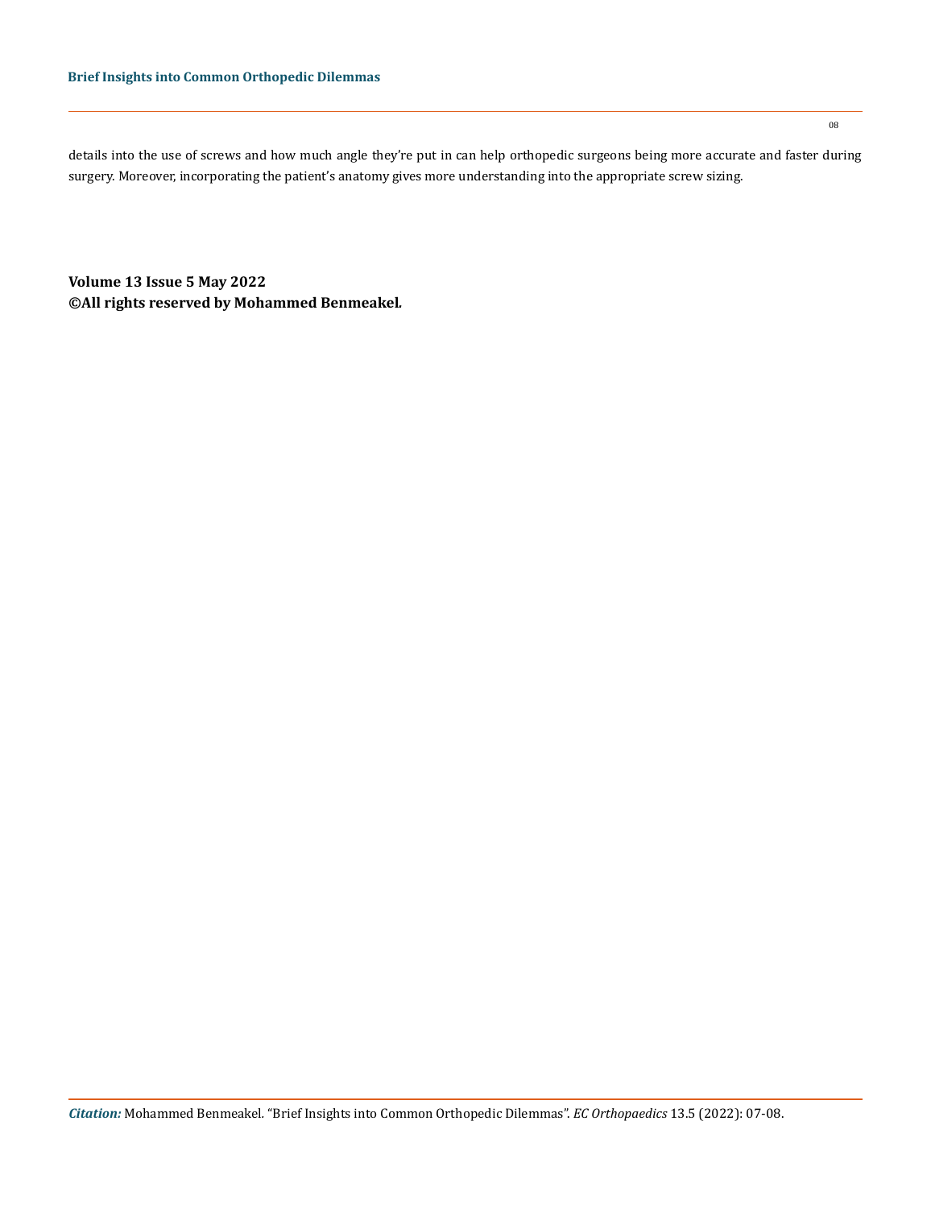details into the use of screws and how much angle they're put in can help orthopedic surgeons being more accurate and faster during surgery. Moreover, incorporating the patient's anatomy gives more understanding into the appropriate screw sizing.

**Volume 13 Issue 5 May 2022**
**©All rights reserved by Mohammed Benmeakel.**